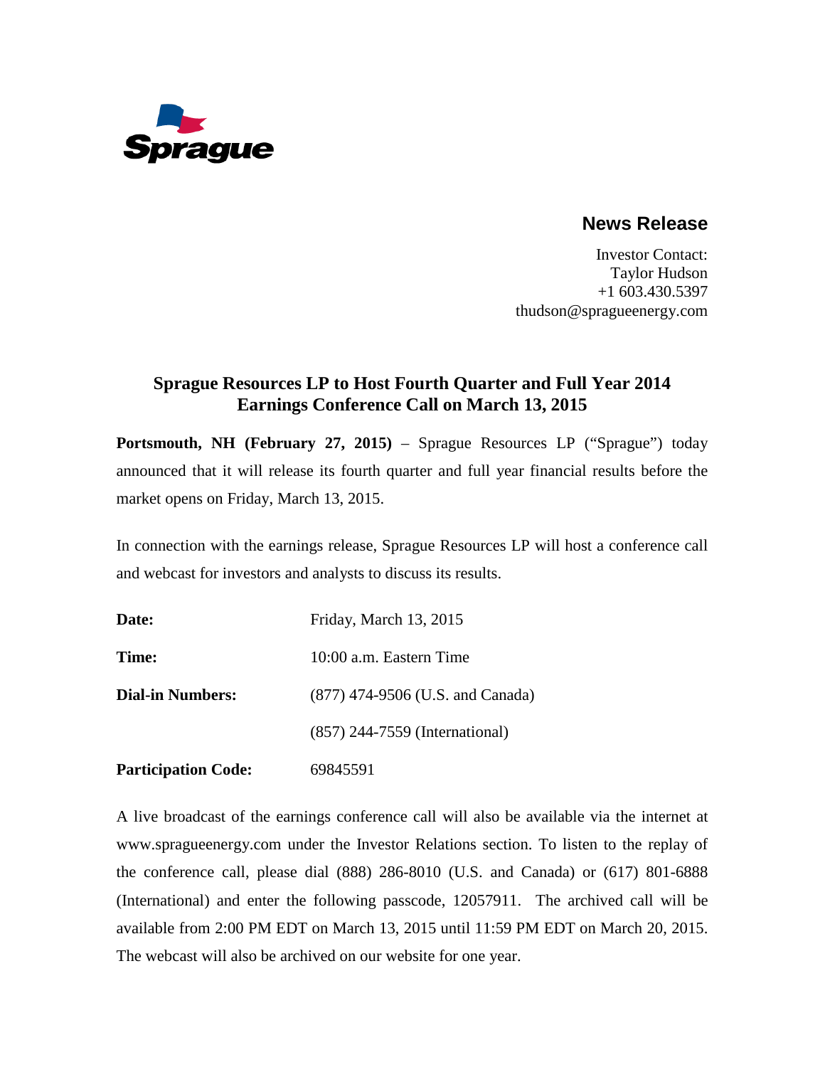Sprague

## News Release

Investor Contact:
Taylor Hudson
+1 603.430.5397
thudson@spragueenergy.com

# Sprague Resources LP to Host Fourth Quarter and Full Year 2014 Earnings Conference Call on March 13, 2015

**Portsmouth, NH (February 27, 2015)** – Sprague Resources LP ("Sprague") today announced that it will release its fourth quarter and full year financial results before the market opens on Friday, March 13, 2015.

In connection with the earnings release, Sprague Resources LP will host a conference call and webcast for investors and analysts to discuss its results.

| | |
|---|---|
| **Date:** | Friday, March 13, 2015 |
| **Time:** | 10:00 a.m. Eastern Time |
| **Dial-in Numbers:** | (877) 474-9506 (U.S. and Canada) |
| | (857) 244-7559 (International) |
| **Participation Code:** | 69845591 |

A live broadcast of the earnings conference call will also be available via the internet at www.spragueenergy.com under the Investor Relations section. To listen to the replay of the conference call, please dial (888) 286-8010 (U.S. and Canada) or (617) 801-6888 (International) and enter the following passcode, 12057911. The archived call will be available from 2:00 PM EDT on March 13, 2015 until 11:59 PM EDT on March 20, 2015. The webcast will also be archived on our website for one year.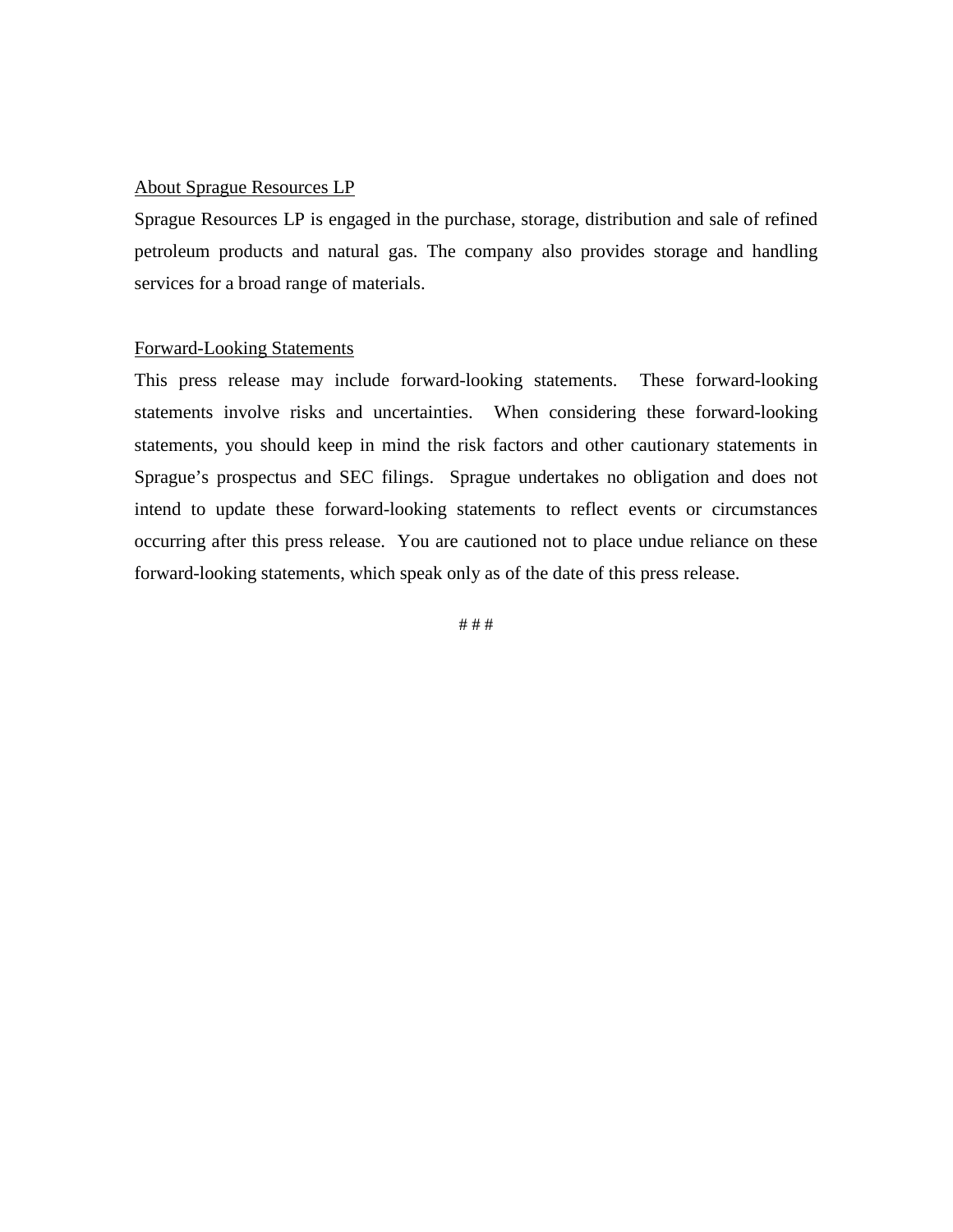About Sprague Resources LP

Sprague Resources LP is engaged in the purchase, storage, distribution and sale of refined petroleum products and natural gas. The company also provides storage and handling services for a broad range of materials.

Forward-Looking Statements

This press release may include forward-looking statements. These forward-looking statements involve risks and uncertainties. When considering these forward-looking statements, you should keep in mind the risk factors and other cautionary statements in Sprague's prospectus and SEC filings. Sprague undertakes no obligation and does not intend to update these forward-looking statements to reflect events or circumstances occurring after this press release. You are cautioned not to place undue reliance on these forward-looking statements, which speak only as of the date of this press release.

# # #